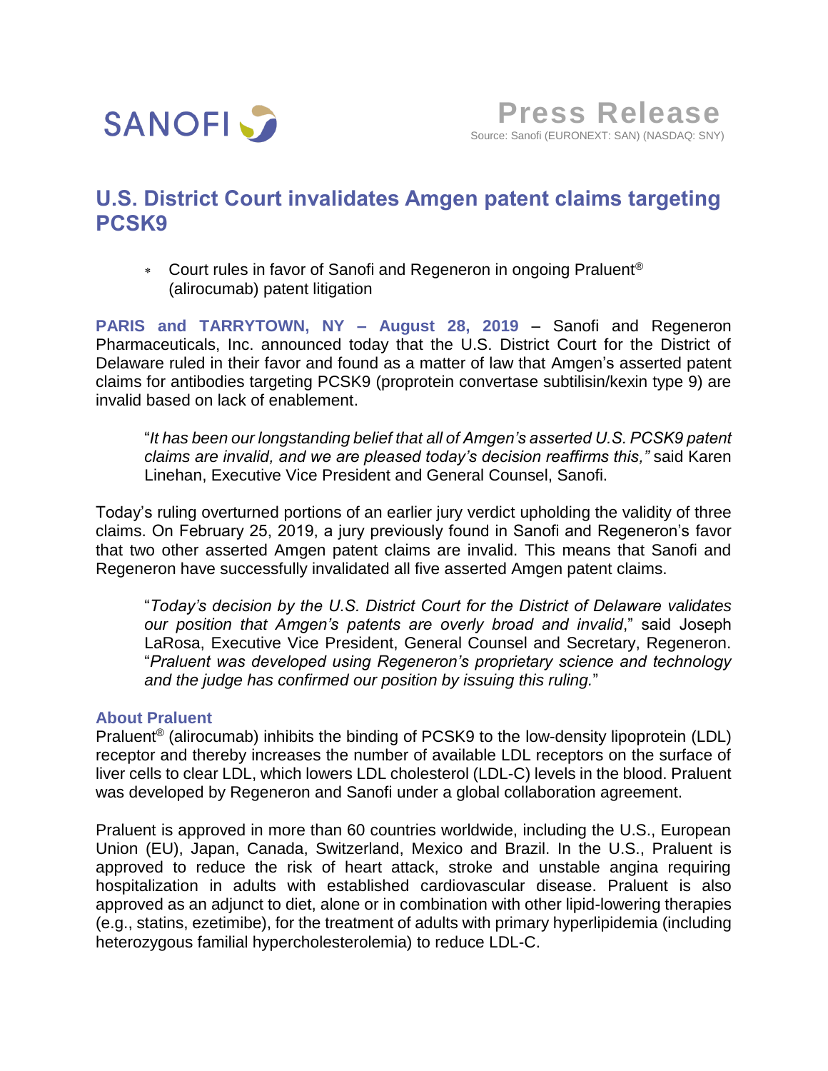SANOFI

**Press Release**
Source: Sanofi (EURONEXT: SAN) (NASDAQ: SNY)

# U.S. District Court invalidates Amgen patent claims targeting PCSK9

- Court rules in favor of Sanofi and Regeneron in ongoing Praluent® (alirocumab) patent litigation

**PARIS and TARRYTOWN, NY – August 28, 2019** – Sanofi and Regeneron Pharmaceuticals, Inc. announced today that the U.S. District Court for the District of Delaware ruled in their favor and found as a matter of law that Amgen's asserted patent claims for antibodies targeting PCSK9 (proprotein convertase subtilisin/kexin type 9) are invalid based on lack of enablement.

> "*It has been our longstanding belief that all of Amgen's asserted U.S. PCSK9 patent claims are invalid, and we are pleased today's decision reaffirms this,"* said Karen Linehan, Executive Vice President and General Counsel, Sanofi.

Today's ruling overturned portions of an earlier jury verdict upholding the validity of three claims. On February 25, 2019, a jury previously found in Sanofi and Regeneron's favor that two other asserted Amgen patent claims are invalid. This means that Sanofi and Regeneron have successfully invalidated all five asserted Amgen patent claims.

> "*Today's decision by the U.S. District Court for the District of Delaware validates our position that Amgen's patents are overly broad and invalid*," said Joseph LaRosa, Executive Vice President, General Counsel and Secretary, Regeneron. "*Praluent was developed using Regeneron's proprietary science and technology and the judge has confirmed our position by issuing this ruling.*"

## About Praluent

Praluent® (alirocumab) inhibits the binding of PCSK9 to the low-density lipoprotein (LDL) receptor and thereby increases the number of available LDL receptors on the surface of liver cells to clear LDL, which lowers LDL cholesterol (LDL-C) levels in the blood. Praluent was developed by Regeneron and Sanofi under a global collaboration agreement.

Praluent is approved in more than 60 countries worldwide, including the U.S., European Union (EU), Japan, Canada, Switzerland, Mexico and Brazil. In the U.S., Praluent is approved to reduce the risk of heart attack, stroke and unstable angina requiring hospitalization in adults with established cardiovascular disease. Praluent is also approved as an adjunct to diet, alone or in combination with other lipid-lowering therapies (e.g., statins, ezetimibe), for the treatment of adults with primary hyperlipidemia (including heterozygous familial hypercholesterolemia) to reduce LDL-C.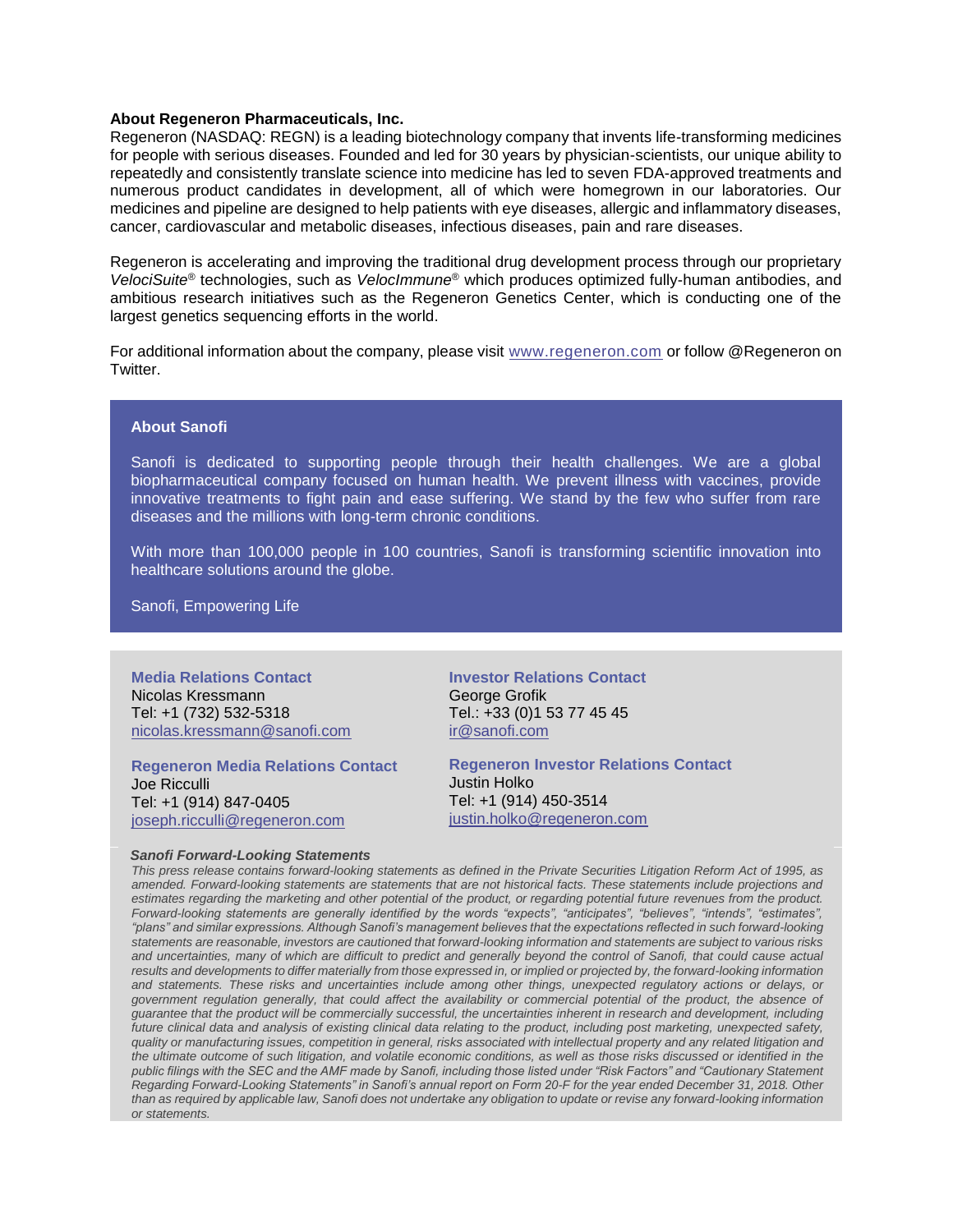**About Regeneron Pharmaceuticals, Inc.**

Regeneron (NASDAQ: REGN) is a leading biotechnology company that invents life-transforming medicines for people with serious diseases. Founded and led for 30 years by physician-scientists, our unique ability to repeatedly and consistently translate science into medicine has led to seven FDA-approved treatments and numerous product candidates in development, all of which were homegrown in our laboratories. Our medicines and pipeline are designed to help patients with eye diseases, allergic and inflammatory diseases, cancer, cardiovascular and metabolic diseases, infectious diseases, pain and rare diseases.

Regeneron is accelerating and improving the traditional drug development process through our proprietary *VelociSuite®* technologies, such as *VelocImmune®* which produces optimized fully-human antibodies, and ambitious research initiatives such as the Regeneron Genetics Center, which is conducting one of the largest genetics sequencing efforts in the world.

For additional information about the company, please visit www.regeneron.com or follow @Regeneron on Twitter.

**About Sanofi**

Sanofi is dedicated to supporting people through their health challenges. We are a global biopharmaceutical company focused on human health. We prevent illness with vaccines, provide innovative treatments to fight pain and ease suffering. We stand by the few who suffer from rare diseases and the millions with long-term chronic conditions.

With more than 100,000 people in 100 countries, Sanofi is transforming scientific innovation into healthcare solutions around the globe.

Sanofi, Empowering Life

**Media Relations Contact**
Nicolas Kressmann
Tel: +1 (732) 532-5318
nicolas.kressmann@sanofi.com

**Investor Relations Contact**
George Grofik
Tel.: +33 (0)1 53 77 45 45
ir@sanofi.com

**Regeneron Media Relations Contact**
Joe Ricculli
Tel: +1 (914) 847-0405
joseph.ricculli@regeneron.com

**Regeneron Investor Relations Contact**
Justin Holko
Tel: +1 (914) 450-3514
justin.holko@regeneron.com

***Sanofi Forward-Looking Statements***

*This press release contains forward-looking statements as defined in the Private Securities Litigation Reform Act of 1995, as amended. Forward-looking statements are statements that are not historical facts. These statements include projections and estimates regarding the marketing and other potential of the product, or regarding potential future revenues from the product. Forward-looking statements are generally identified by the words "expects", "anticipates", "believes", "intends", "estimates", "plans" and similar expressions. Although Sanofi's management believes that the expectations reflected in such forward-looking statements are reasonable, investors are cautioned that forward-looking information and statements are subject to various risks and uncertainties, many of which are difficult to predict and generally beyond the control of Sanofi, that could cause actual results and developments to differ materially from those expressed in, or implied or projected by, the forward-looking information and statements. These risks and uncertainties include among other things, unexpected regulatory actions or delays, or government regulation generally, that could affect the availability or commercial potential of the product, the absence of guarantee that the product will be commercially successful, the uncertainties inherent in research and development, including future clinical data and analysis of existing clinical data relating to the product, including post marketing, unexpected safety, quality or manufacturing issues, competition in general, risks associated with intellectual property and any related litigation and the ultimate outcome of such litigation, and volatile economic conditions, as well as those risks discussed or identified in the public filings with the SEC and the AMF made by Sanofi, including those listed under "Risk Factors" and "Cautionary Statement Regarding Forward-Looking Statements" in Sanofi's annual report on Form 20-F for the year ended December 31, 2018. Other than as required by applicable law, Sanofi does not undertake any obligation to update or revise any forward-looking information or statements.*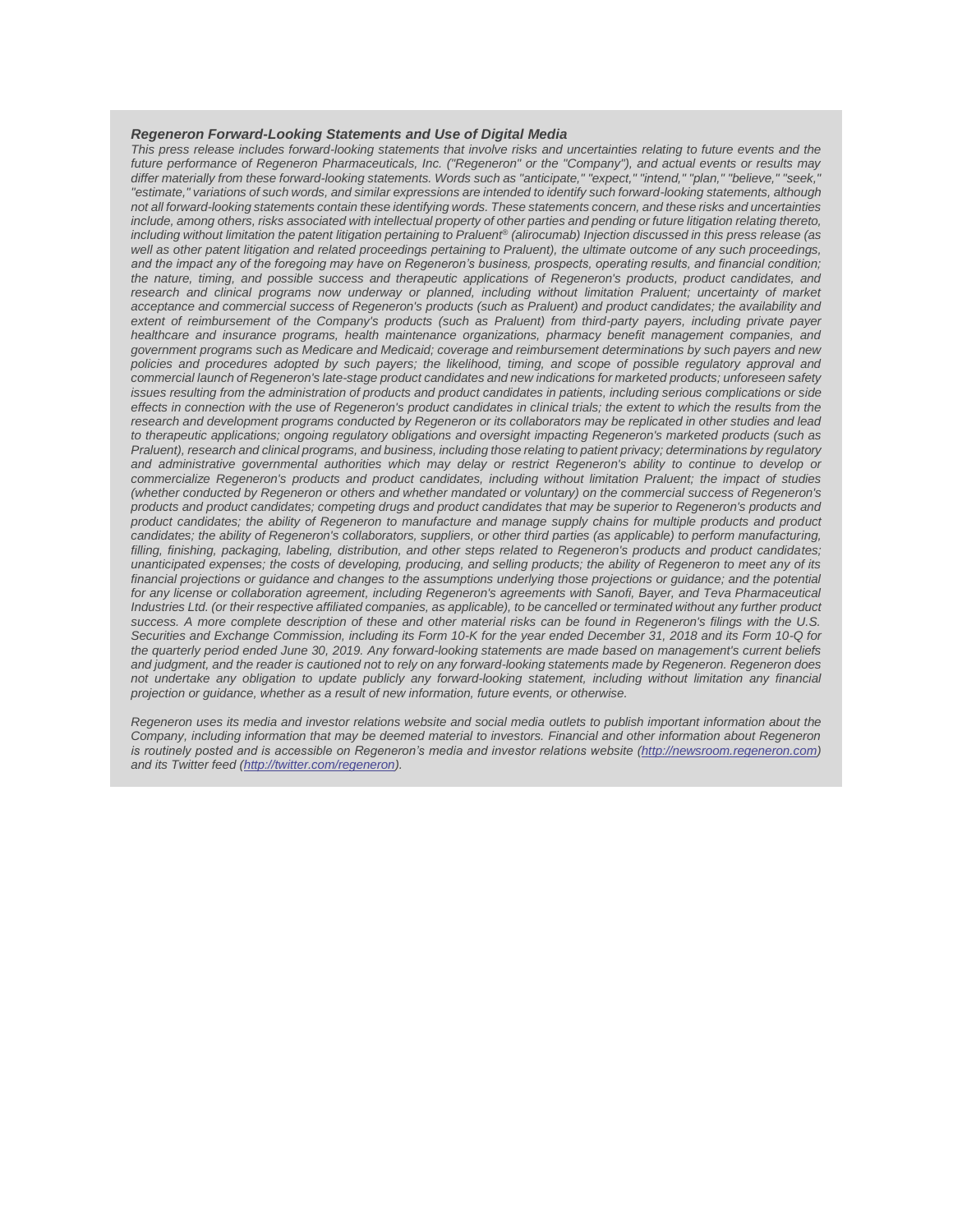***Regeneron Forward-Looking Statements and Use of Digital Media***

*This press release includes forward-looking statements that involve risks and uncertainties relating to future events and the future performance of Regeneron Pharmaceuticals, Inc. ("Regeneron" or the "Company"), and actual events or results may differ materially from these forward-looking statements. Words such as "anticipate," "expect," "intend," "plan," "believe," "seek," "estimate," variations of such words, and similar expressions are intended to identify such forward-looking statements, although not all forward-looking statements contain these identifying words. These statements concern, and these risks and uncertainties include, among others, risks associated with intellectual property of other parties and pending or future litigation relating thereto, including without limitation the patent litigation pertaining to Praluent® (alirocumab) Injection discussed in this press release (as well as other patent litigation and related proceedings pertaining to Praluent), the ultimate outcome of any such proceedings, and the impact any of the foregoing may have on Regeneron's business, prospects, operating results, and financial condition; the nature, timing, and possible success and therapeutic applications of Regeneron's products, product candidates, and research and clinical programs now underway or planned, including without limitation Praluent; uncertainty of market acceptance and commercial success of Regeneron's products (such as Praluent) and product candidates; the availability and extent of reimbursement of the Company's products (such as Praluent) from third-party payers, including private payer healthcare and insurance programs, health maintenance organizations, pharmacy benefit management companies, and government programs such as Medicare and Medicaid; coverage and reimbursement determinations by such payers and new policies and procedures adopted by such payers; the likelihood, timing, and scope of possible regulatory approval and commercial launch of Regeneron's late-stage product candidates and new indications for marketed products; unforeseen safety issues resulting from the administration of products and product candidates in patients, including serious complications or side effects in connection with the use of Regeneron's product candidates in clinical trials; the extent to which the results from the research and development programs conducted by Regeneron or its collaborators may be replicated in other studies and lead to therapeutic applications; ongoing regulatory obligations and oversight impacting Regeneron's marketed products (such as Praluent), research and clinical programs, and business, including those relating to patient privacy; determinations by regulatory and administrative governmental authorities which may delay or restrict Regeneron's ability to continue to develop or commercialize Regeneron's products and product candidates, including without limitation Praluent; the impact of studies (whether conducted by Regeneron or others and whether mandated or voluntary) on the commercial success of Regeneron's products and product candidates; competing drugs and product candidates that may be superior to Regeneron's products and product candidates; the ability of Regeneron to manufacture and manage supply chains for multiple products and product candidates; the ability of Regeneron's collaborators, suppliers, or other third parties (as applicable) to perform manufacturing, filling, finishing, packaging, labeling, distribution, and other steps related to Regeneron's products and product candidates; unanticipated expenses; the costs of developing, producing, and selling products; the ability of Regeneron to meet any of its financial projections or guidance and changes to the assumptions underlying those projections or guidance; and the potential for any license or collaboration agreement, including Regeneron's agreements with Sanofi, Bayer, and Teva Pharmaceutical Industries Ltd. (or their respective affiliated companies, as applicable), to be cancelled or terminated without any further product success. A more complete description of these and other material risks can be found in Regeneron's filings with the U.S. Securities and Exchange Commission, including its Form 10-K for the year ended December 31, 2018 and its Form 10-Q for the quarterly period ended June 30, 2019. Any forward-looking statements are made based on management's current beliefs and judgment, and the reader is cautioned not to rely on any forward-looking statements made by Regeneron. Regeneron does not undertake any obligation to update publicly any forward-looking statement, including without limitation any financial projection or guidance, whether as a result of new information, future events, or otherwise.*

*Regeneron uses its media and investor relations website and social media outlets to publish important information about the Company, including information that may be deemed material to investors. Financial and other information about Regeneron is routinely posted and is accessible on Regeneron's media and investor relations website ([http://newsroom.regeneron.com](http://newsroom.regeneron.com)) and its Twitter feed ([http://twitter.com/regeneron](http://twitter.com/regeneron)).*